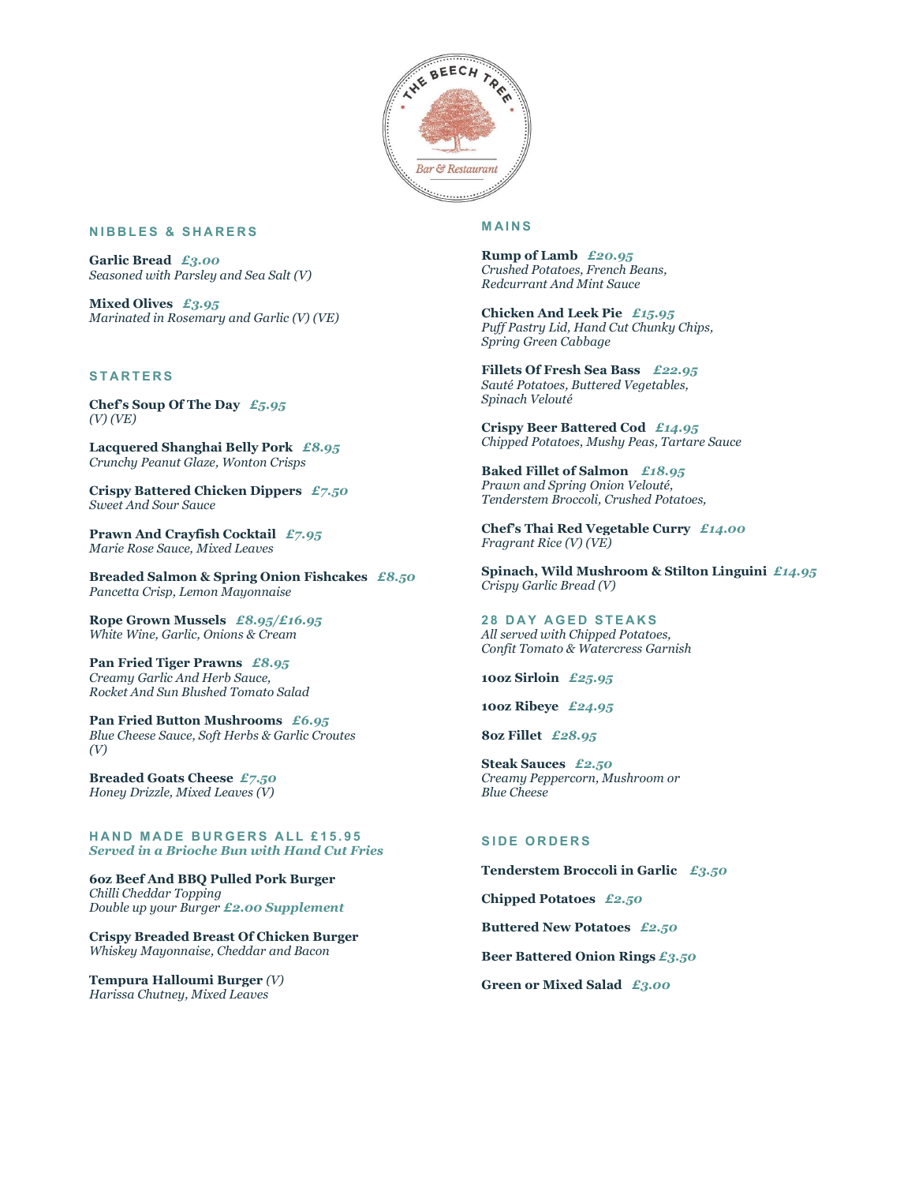# THE BEECH TREE

*Bar & Restaurant*

## NIBBLES & SHARERS

**Garlic Bread** *£3.00*
*Seasoned with Parsley and Sea Salt (V)*

**Mixed Olives** *£3.95*
*Marinated in Rosemary and Garlic (V) (VE)*

## STARTERS

**Chef's Soup Of The Day** *£5.95*
*(V) (VE)*

**Lacquered Shanghai Belly Pork** *£8.95*
*Crunchy Peanut Glaze, Wonton Crisps*

**Crispy Battered Chicken Dippers** *£7.50*
*Sweet And Sour Sauce*

**Prawn And Crayfish Cocktail** *£7.95*
*Marie Rose Sauce, Mixed Leaves*

**Breaded Salmon & Spring Onion Fishcakes** *£8.50*
*Pancetta Crisp, Lemon Mayonnaise*

**Rope Grown Mussels** *£8.95/£16.95*
*White Wine, Garlic, Onions & Cream*

**Pan Fried Tiger Prawns** *£8.95*
*Creamy Garlic And Herb Sauce,*
*Rocket And Sun Blushed Tomato Salad*

**Pan Fried Button Mushrooms** *£6.95*
*Blue Cheese Sauce, Soft Herbs & Garlic Croutes*
*(V)*

**Breaded Goats Cheese** *£7.50*
*Honey Drizzle, Mixed Leaves (V)*

## HAND MADE BURGERS ALL £15.95

***Served in a Brioche Bun with Hand Cut Fries***

**6oz Beef And BBQ Pulled Pork Burger**
*Chilli Cheddar Topping*
*Double up your Burger* ***£2.00 Supplement***

**Crispy Breaded Breast Of Chicken Burger**
*Whiskey Mayonnaise, Cheddar and Bacon*

**Tempura Halloumi Burger** *(V)*
*Harissa Chutney, Mixed Leaves*

## MAINS

**Rump of Lamb** *£20.95*
*Crushed Potatoes, French Beans,*
*Redcurrant And Mint Sauce*

**Chicken And Leek Pie** *£15.95*
*Puff Pastry Lid, Hand Cut Chunky Chips,*
*Spring Green Cabbage*

**Fillets Of Fresh Sea Bass** *£22.95*
*Sauté Potatoes, Buttered Vegetables,*
*Spinach Velouté*

**Crispy Beer Battered Cod** *£14.95*
*Chipped Potatoes, Mushy Peas, Tartare Sauce*

**Baked Fillet of Salmon** *£18.95*
*Prawn and Spring Onion Velouté,*
*Tenderstem Broccoli, Crushed Potatoes,*

**Chef's Thai Red Vegetable Curry** *£14.00*
*Fragrant Rice (V) (VE)*

**Spinach, Wild Mushroom & Stilton Linguini** *£14.95*
*Crispy Garlic Bread (V)*

## 28 DAY AGED STEAKS

*All served with Chipped Potatoes,*
*Confit Tomato & Watercress Garnish*

**10oz Sirloin** *£25.95*

**10oz Ribeye** *£24.95*

**8oz Fillet** *£28.95*

**Steak Sauces** *£2.50*
*Creamy Peppercorn, Mushroom or*
*Blue Cheese*

## SIDE ORDERS

**Tenderstem Broccoli in Garlic** *£3.50*

**Chipped Potatoes** *£2.50*

**Buttered New Potatoes** *£2.50*

**Beer Battered Onion Rings** *£3.50*

**Green or Mixed Salad** *£3.00*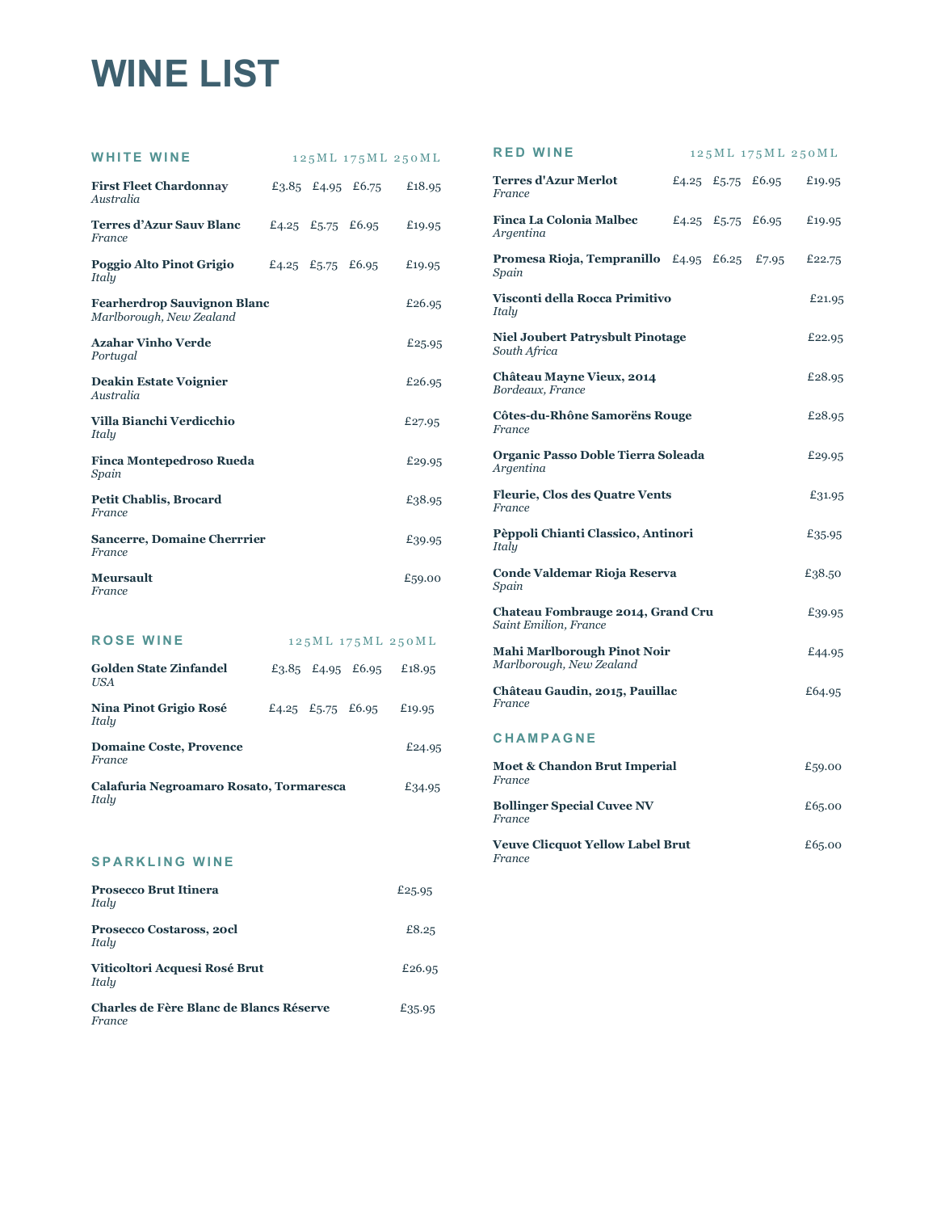# WINE LIST

## WHITE WINE

| | 125ML | 175ML | 250ML | |
|---|---|---|---|---|
| **First Fleet Chardonnay** *Australia* | £3.85 | £4.95 | £6.75 | £18.95 |
| **Terres d'Azur Sauv Blanc** *France* | £4.25 | £5.75 | £6.95 | £19.95 |
| **Poggio Alto Pinot Grigio** *Italy* | £4.25 | £5.75 | £6.95 | £19.95 |
| **Fearherdrop Sauvignon Blanc** *Marlborough, New Zealand* | | | | £26.95 |
| **Azahar Vinho Verde** *Portugal* | | | | £25.95 |
| **Deakin Estate Voignier** *Australia* | | | | £26.95 |
| **Villa Bianchi Verdicchio** *Italy* | | | | £27.95 |
| **Finca Montepedroso Rueda** *Spain* | | | | £29.95 |
| **Petit Chablis, Brocard** *France* | | | | £38.95 |
| **Sancerre, Domaine Cherrrier** *France* | | | | £39.95 |
| **Meursault** *France* | | | | £59.00 |

## ROSE WINE

| | 125ML | 175ML | 250ML | |
|---|---|---|---|---|
| **Golden State Zinfandel** *USA* | £3.85 | £4.95 | £6.95 | £18.95 |
| **Nina Pinot Grigio Rosé** *Italy* | £4.25 | £5.75 | £6.95 | £19.95 |
| **Domaine Coste, Provence** *France* | | | | £24.95 |
| **Calafuria Negroamaro Rosato, Tormaresca** *Italy* | | | | £34.95 |

## SPARKLING WINE

| | |
|---|---|
| **Prosecco Brut Itinera** *Italy* | £25.95 |
| **Prosecco Costaross, 20cl** *Italy* | £8.25 |
| **Viticoltori Acquesi Rosé Brut** *Italy* | £26.95 |
| **Charles de Fère Blanc de Blancs Réserve** *France* | £35.95 |

## RED WINE

| | 125ML | 175ML | 250ML | |
|---|---|---|---|---|
| **Terres d'Azur Merlot** *France* | £4.25 | £5.75 | £6.95 | £19.95 |
| **Finca La Colonia Malbec** *Argentina* | £4.25 | £5.75 | £6.95 | £19.95 |
| **Promesa Rioja, Tempranillo** *Spain* | £4.95 | £6.25 | £7.95 | £22.75 |
| **Visconti della Rocca Primitivo** *Italy* | | | | £21.95 |
| **Niel Joubert Patrysbult Pinotage** *South Africa* | | | | £22.95 |
| **Château Mayne Vieux, 2014** *Bordeaux, France* | | | | £28.95 |
| **Côtes-du-Rhône Samorëns Rouge** *France* | | | | £28.95 |
| **Organic Passo Doble Tierra Soleada** *Argentina* | | | | £29.95 |
| **Fleurie, Clos des Quatre Vents** *France* | | | | £31.95 |
| **Pèppoli Chianti Classico, Antinori** *Italy* | | | | £35.95 |
| **Conde Valdemar Rioja Reserva** *Spain* | | | | £38.50 |
| **Chateau Fombrauge 2014, Grand Cru** *Saint Emilion, France* | | | | £39.95 |
| **Mahi Marlborough Pinot Noir** *Marlborough, New Zealand* | | | | £44.95 |
| **Château Gaudin, 2015, Pauillac** *France* | | | | £64.95 |

## CHAMPAGNE

| | |
|---|---|
| **Moet & Chandon Brut Imperial** *France* | £59.00 |
| **Bollinger Special Cuvee NV** *France* | £65.00 |
| **Veuve Clicquot Yellow Label Brut** *France* | £65.00 |